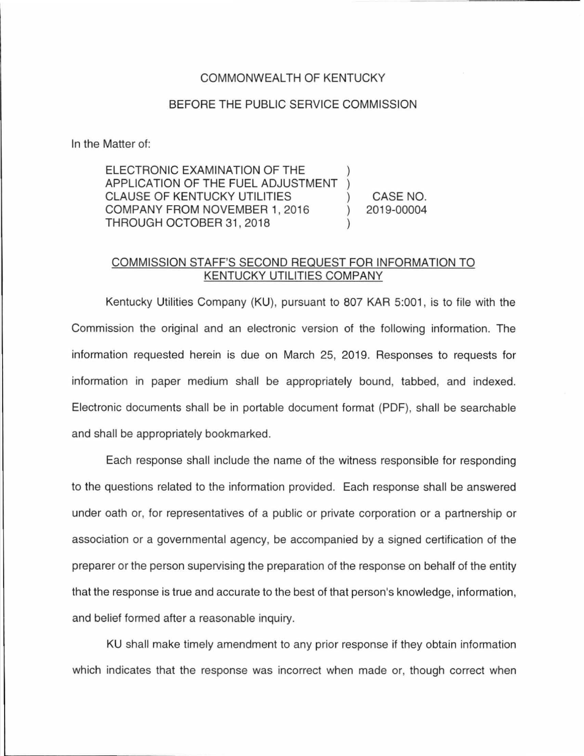COMMONWEALTH OF KENTUCKY

BEFORE THE PUBLIC SERVICE COMMISSION

In the Matter of:

| | | |
|---|---|---|
| ELECTRONIC EXAMINATION OF THE APPLICATION OF THE FUEL ADJUSTMENT CLAUSE OF KENTUCKY UTILITIES COMPANY FROM NOVEMBER 1, 2016 THROUGH OCTOBER 31, 2018 | ) | CASE NO. 2019-00004 |

## COMMISSION STAFF'S SECOND REQUEST FOR INFORMATION TO KENTUCKY UTILITIES COMPANY

Kentucky Utilities Company (KU), pursuant to 807 KAR 5:001, is to file with the Commission the original and an electronic version of the following information. The information requested herein is due on March 25, 2019. Responses to requests for information in paper medium shall be appropriately bound, tabbed, and indexed. Electronic documents shall be in portable document format (PDF), shall be searchable and shall be appropriately bookmarked.

Each response shall include the name of the witness responsible for responding to the questions related to the information provided. Each response shall be answered under oath or, for representatives of a public or private corporation or a partnership or association or a governmental agency, be accompanied by a signed certification of the preparer or the person supervising the preparation of the response on behalf of the entity that the response is true and accurate to the best of that person's knowledge, information, and belief formed after a reasonable inquiry.

KU shall make timely amendment to any prior response if they obtain information which indicates that the response was incorrect when made or, though correct when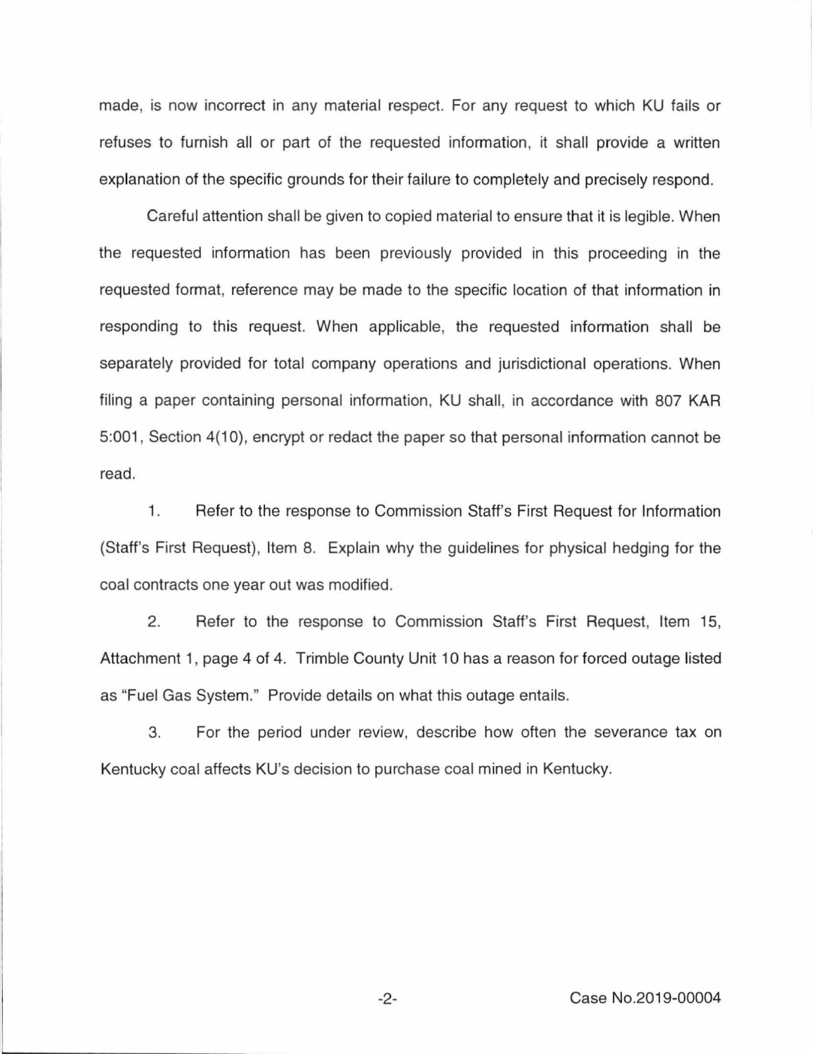made, is now incorrect in any material respect. For any request to which KU fails or refuses to furnish all or part of the requested information, it shall provide a written explanation of the specific grounds for their failure to completely and precisely respond.

Careful attention shall be given to copied material to ensure that it is legible. When the requested information has been previously provided in this proceeding in the requested format, reference may be made to the specific location of that information in responding to this request. When applicable, the requested information shall be separately provided for total company operations and jurisdictional operations. When filing a paper containing personal information, KU shall, in accordance with 807 KAR 5:001, Section 4(10), encrypt or redact the paper so that personal information cannot be read.

1. Refer to the response to Commission Staff's First Request for Information (Staff's First Request), Item 8. Explain why the guidelines for physical hedging for the coal contracts one year out was modified.

2. Refer to the response to Commission Staff's First Request, Item 15, Attachment 1, page 4 of 4. Trimble County Unit 10 has a reason for forced outage listed as "Fuel Gas System." Provide details on what this outage entails.

3. For the period under review, describe how often the severance tax on Kentucky coal affects KU's decision to purchase coal mined in Kentucky.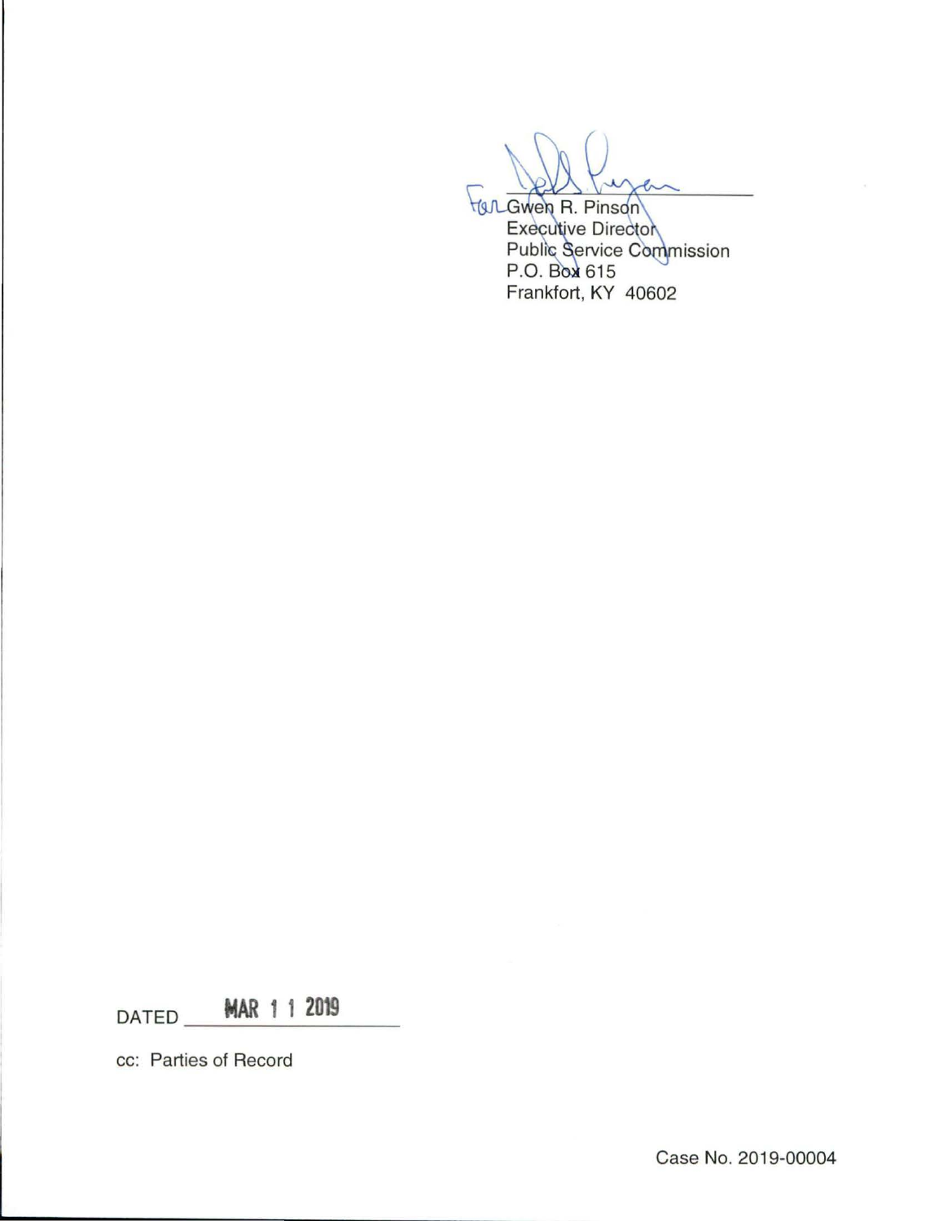For Gwen R. Pinson
Executive Director
Public Service Commission
P.O. Box 615
Frankfort, KY 40602

DATED MAR 1 1 2019

cc: Parties of Record

Case No. 2019-00004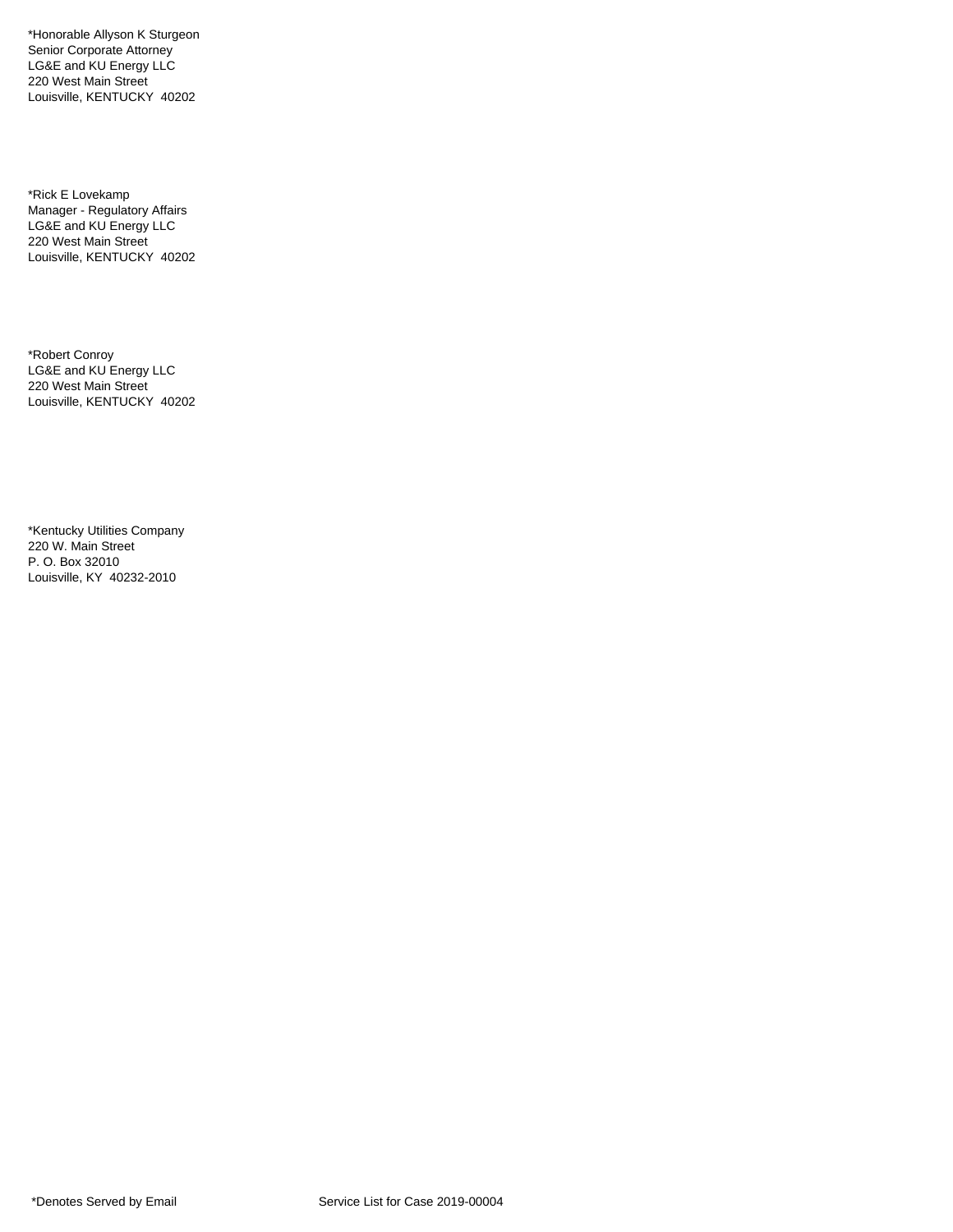*Honorable Allyson K Sturgeon
Senior Corporate Attorney
LG&E and KU Energy LLC
220 West Main Street
Louisville, KENTUCKY  40202

*Rick E Lovekamp
Manager - Regulatory Affairs
LG&E and KU Energy LLC
220 West Main Street
Louisville, KENTUCKY  40202

*Robert Conroy
LG&E and KU Energy LLC
220 West Main Street
Louisville, KENTUCKY  40202

*Kentucky Utilities Company
220 W. Main Street
P. O. Box 32010
Louisville, KY  40232-2010